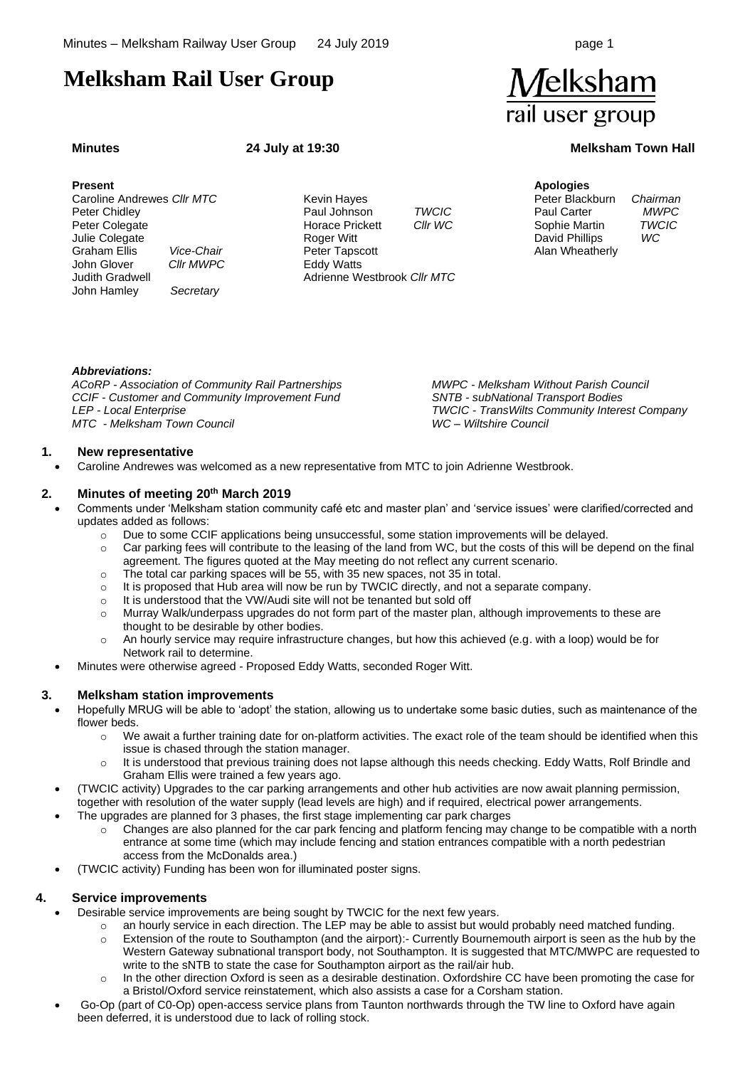# Melksham Rail User Group

Melksham rail user group

**Minutes** **24 July at 19:30** **Melksham Town Hall**

**Present**

| Name | Role | Name | Role |
|---|---|---|---|
| Caroline Andrewes | *Cllr MTC* | Kevin Hayes | |
| Peter Chidley | | Paul Johnson | *TWCIC* |
| Peter Colegate | | Horace Prickett | *Cllr WC* |
| Julie Colegate | | Roger Witt | |
| Graham Ellis | *Vice-Chair* | Peter Tapscott | |
| John Glover | *Cllr MWPC* | Eddy Watts | |
| Judith Gradwell | | Adrienne Westbrook | *Cllr MTC* |
| John Hamley | *Secretary* | | |

**Apologies**

| Name | Role |
|---|---|
| Peter Blackburn | *Chairman* |
| Paul Carter | *MWPC* |
| Sophie Martin | *TWCIC* |
| David Phillips | *WC* |
| Alan Wheatherly | |

***Abbreviations:***

*ACoRP - Association of Community Rail Partnerships*
*CCIF - Customer and Community Improvement Fund*
*LEP - Local Enterprise*
*MTC - Melksham Town Council*
*MWPC - Melksham Without Parish Council*
*SNTB - subNational Transport Bodies*
*TWCIC - TransWilts Community Interest Company*
*WC – Wiltshire Council*

## 1. New representative

- Caroline Andrewes was welcomed as a new representative from MTC to join Adrienne Westbrook.

## 2. Minutes of meeting 20th March 2019

- Comments under 'Melksham station community café etc and master plan' and 'service issues' were clarified/corrected and updates added as follows:
  - Due to some CCIF applications being unsuccessful, some station improvements will be delayed.
  - Car parking fees will contribute to the leasing of the land from WC, but the costs of this will be depend on the final agreement. The figures quoted at the May meeting do not reflect any current scenario.
  - The total car parking spaces will be 55, with 35 new spaces, not 35 in total.
  - It is proposed that Hub area will now be run by TWCIC directly, and not a separate company.
  - It is understood that the VW/Audi site will not be tenanted but sold off
  - Murray Walk/underpass upgrades do not form part of the master plan, although improvements to these are thought to be desirable by other bodies.
  - An hourly service may require infrastructure changes, but how this achieved (e.g. with a loop) would be for Network rail to determine.
- Minutes were otherwise agreed - Proposed Eddy Watts, seconded Roger Witt.

## 3. Melksham station improvements

- Hopefully MRUG will be able to 'adopt' the station, allowing us to undertake some basic duties, such as maintenance of the flower beds.
  - We await a further training date for on-platform activities. The exact role of the team should be identified when this issue is chased through the station manager.
  - It is understood that previous training does not lapse although this needs checking. Eddy Watts, Rolf Brindle and Graham Ellis were trained a few years ago.
- (TWCIC activity) Upgrades to the car parking arrangements and other hub activities are now await planning permission, together with resolution of the water supply (lead levels are high) and if required, electrical power arrangements.
- The upgrades are planned for 3 phases, the first stage implementing car park charges
  - Changes are also planned for the car park fencing and platform fencing may change to be compatible with a north entrance at some time (which may include fencing and station entrances compatible with a north pedestrian access from the McDonalds area.)
- (TWCIC activity) Funding has been won for illuminated poster signs.

## 4. Service improvements

- Desirable service improvements are being sought by TWCIC for the next few years.
  - an hourly service in each direction. The LEP may be able to assist but would probably need matched funding.
  - Extension of the route to Southampton (and the airport):- Currently Bournemouth airport is seen as the hub by the Western Gateway subnational transport body, not Southampton. It is suggested that MTC/MWPC are requested to write to the sNTB to state the case for Southampton airport as the rail/air hub.
  - In the other direction Oxford is seen as a desirable destination. Oxfordshire CC have been promoting the case for a Bristol/Oxford service reinstatement, which also assists a case for a Corsham station.
- Go-Op (part of C0-Op) open-access service plans from Taunton northwards through the TW line to Oxford have again been deferred, it is understood due to lack of rolling stock.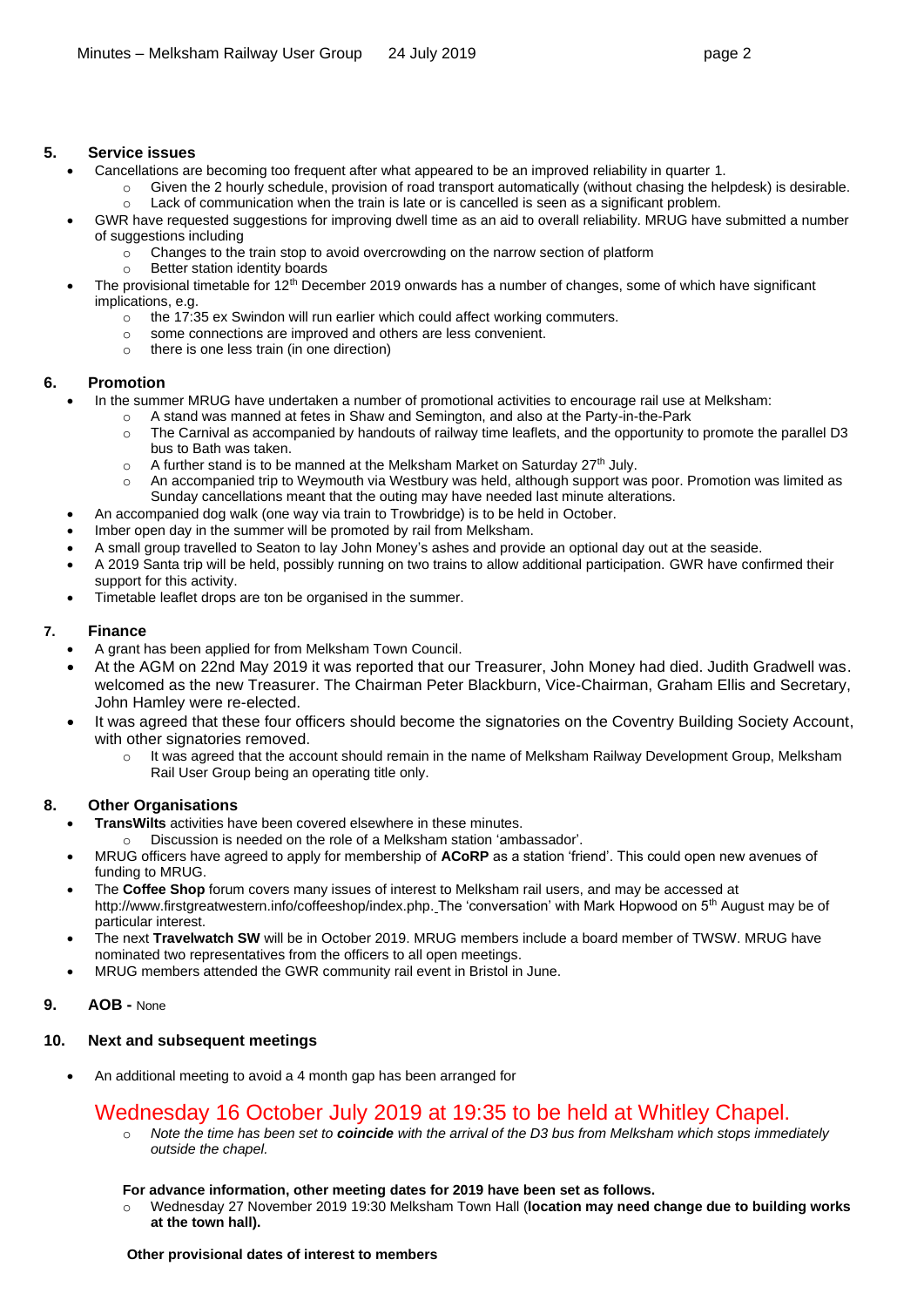## 5. Service issues

- Cancellations are becoming too frequent after what appeared to be an improved reliability in quarter 1.
  - Given the 2 hourly schedule, provision of road transport automatically (without chasing the helpdesk) is desirable.
  - Lack of communication when the train is late or is cancelled is seen as a significant problem.
- GWR have requested suggestions for improving dwell time as an aid to overall reliability. MRUG have submitted a number of suggestions including
  - Changes to the train stop to avoid overcrowding on the narrow section of platform
  - Better station identity boards
- The provisional timetable for 12th December 2019 onwards has a number of changes, some of which have significant implications, e.g.
  - the 17:35 ex Swindon will run earlier which could affect working commuters.
  - some connections are improved and others are less convenient.
  - there is one less train (in one direction)

## 6. Promotion

- In the summer MRUG have undertaken a number of promotional activities to encourage rail use at Melksham:
  - A stand was manned at fetes in Shaw and Semington, and also at the Party-in-the-Park
  - The Carnival as accompanied by handouts of railway time leaflets, and the opportunity to promote the parallel D3 bus to Bath was taken.
  - A further stand is to be manned at the Melksham Market on Saturday 27th July.
  - An accompanied trip to Weymouth via Westbury was held, although support was poor. Promotion was limited as Sunday cancellations meant that the outing may have needed last minute alterations.
- An accompanied dog walk (one way via train to Trowbridge) is to be held in October.
- Imber open day in the summer will be promoted by rail from Melksham.
- A small group travelled to Seaton to lay John Money's ashes and provide an optional day out at the seaside.
- A 2019 Santa trip will be held, possibly running on two trains to allow additional participation. GWR have confirmed their support for this activity.
- Timetable leaflet drops are ton be organised in the summer.

## 7. Finance

- A grant has been applied for from Melksham Town Council.
- At the AGM on 22nd May 2019 it was reported that our Treasurer, John Money had died. Judith Gradwell was. welcomed as the new Treasurer. The Chairman Peter Blackburn, Vice-Chairman, Graham Ellis and Secretary, John Hamley were re-elected.
- It was agreed that these four officers should become the signatories on the Coventry Building Society Account, with other signatories removed.
  - It was agreed that the account should remain in the name of Melksham Railway Development Group, Melksham Rail User Group being an operating title only.

## 8. Other Organisations

- **TransWilts** activities have been covered elsewhere in these minutes.
  - Discussion is needed on the role of a Melksham station 'ambassador'.
- MRUG officers have agreed to apply for membership of **ACoRP** as a station 'friend'. This could open new avenues of funding to MRUG.
- The **Coffee Shop** forum covers many issues of interest to Melksham rail users, and may be accessed at http://www.firstgreatwestern.info/coffeeshop/index.php. The 'conversation' with Mark Hopwood on 5th August may be of particular interest.
- The next **Travelwatch SW** will be in October 2019. MRUG members include a board member of TWSW. MRUG have nominated two representatives from the officers to all open meetings.
- MRUG members attended the GWR community rail event in Bristol in June.

## 9. AOB - None

## 10. Next and subsequent meetings

- An additional meeting to avoid a 4 month gap has been arranged for

## Wednesday 16 October July 2019 at 19:35 to be held at Whitley Chapel.

  - *Note the time has been set to **coincide** with the arrival of the D3 bus from Melksham which stops immediately outside the chapel.*

**For advance information, other meeting dates for 2019 have been set as follows.**

- Wednesday 27 November 2019 19:30 Melksham Town Hall (**location may need change due to building works at the town hall).**

**Other provisional dates of interest to members**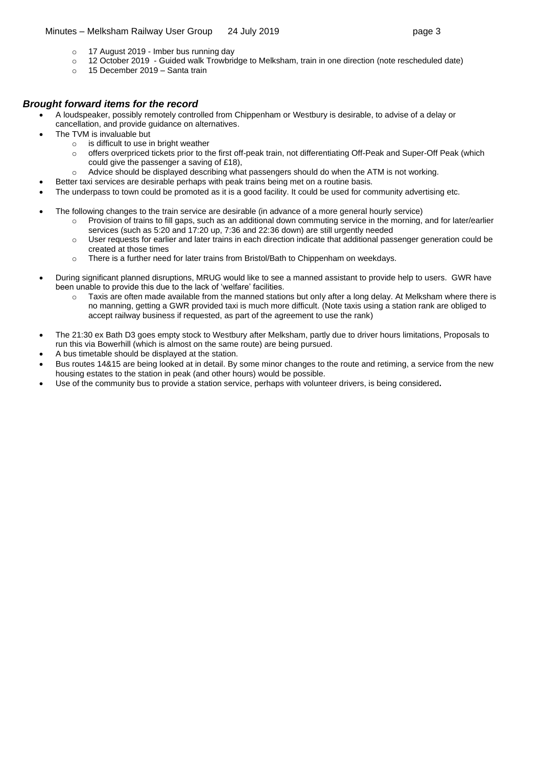- 17 August 2019 - Imber bus running day
- 12 October 2019 - Guided walk Trowbridge to Melksham, train in one direction (note rescheduled date)
- 15 December 2019 – Santa train

### *Brought forward items for the record*

- A loudspeaker, possibly remotely controlled from Chippenham or Westbury is desirable, to advise of a delay or cancellation, and provide guidance on alternatives.
- The TVM is invaluable but
  - is difficult to use in bright weather
  - offers overpriced tickets prior to the first off-peak train, not differentiating Off-Peak and Super-Off Peak (which could give the passenger a saving of £18),
  - Advice should be displayed describing what passengers should do when the ATM is not working.
- Better taxi services are desirable perhaps with peak trains being met on a routine basis.
- The underpass to town could be promoted as it is a good facility. It could be used for community advertising etc.
- The following changes to the train service are desirable (in advance of a more general hourly service)
  - Provision of trains to fill gaps, such as an additional down commuting service in the morning, and for later/earlier services (such as 5:20 and 17:20 up, 7:36 and 22:36 down) are still urgently needed
  - User requests for earlier and later trains in each direction indicate that additional passenger generation could be created at those times
  - There is a further need for later trains from Bristol/Bath to Chippenham on weekdays.
- During significant planned disruptions, MRUG would like to see a manned assistant to provide help to users. GWR have been unable to provide this due to the lack of 'welfare' facilities.
  - Taxis are often made available from the manned stations but only after a long delay. At Melksham where there is no manning, getting a GWR provided taxi is much more difficult. (Note taxis using a station rank are obliged to accept railway business if requested, as part of the agreement to use the rank)
- The 21:30 ex Bath D3 goes empty stock to Westbury after Melksham, partly due to driver hours limitations, Proposals to run this via Bowerhill (which is almost on the same route) are being pursued.
- A bus timetable should be displayed at the station.
- Bus routes 14&15 are being looked at in detail. By some minor changes to the route and retiming, a service from the new housing estates to the station in peak (and other hours) would be possible.
- Use of the community bus to provide a station service, perhaps with volunteer drivers, is being considered**.**